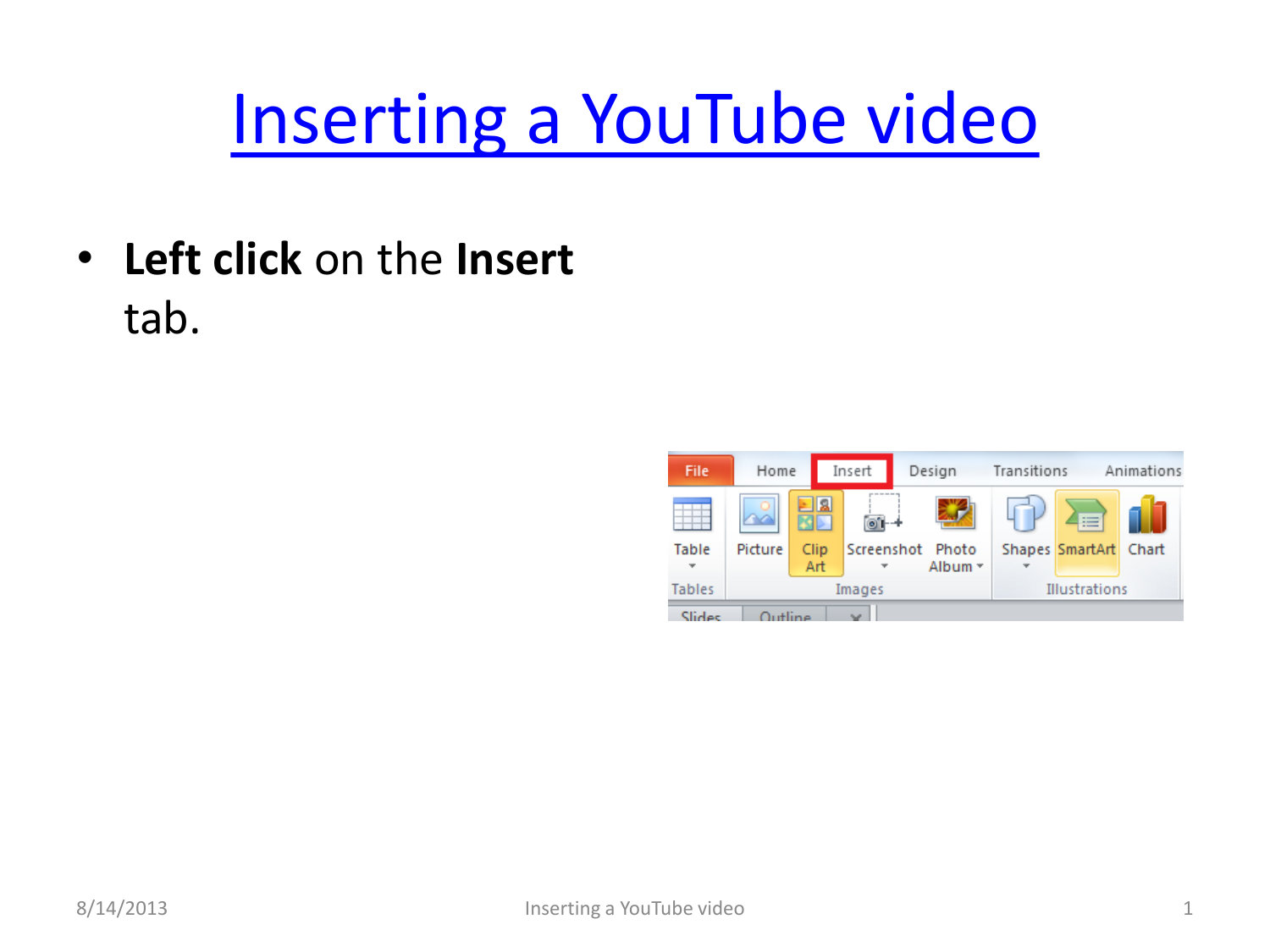# Inserting a YouTube video

- **Left click** on the **Insert** tab.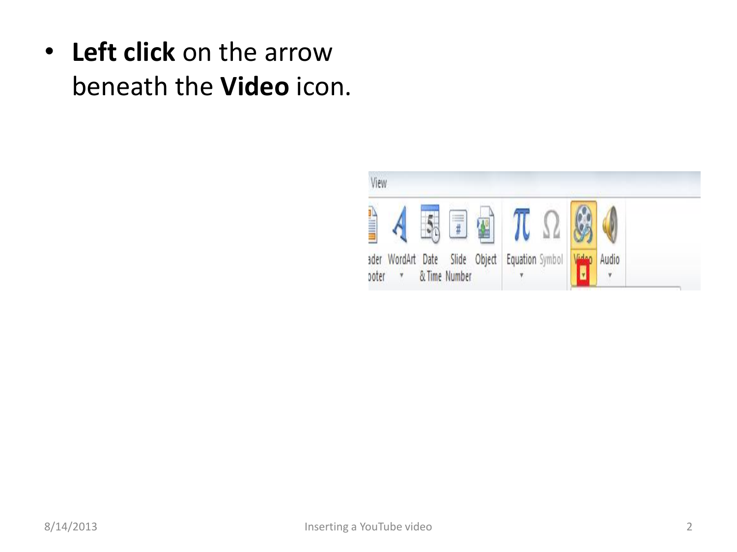- **Left click** on the arrow beneath the **Video** icon.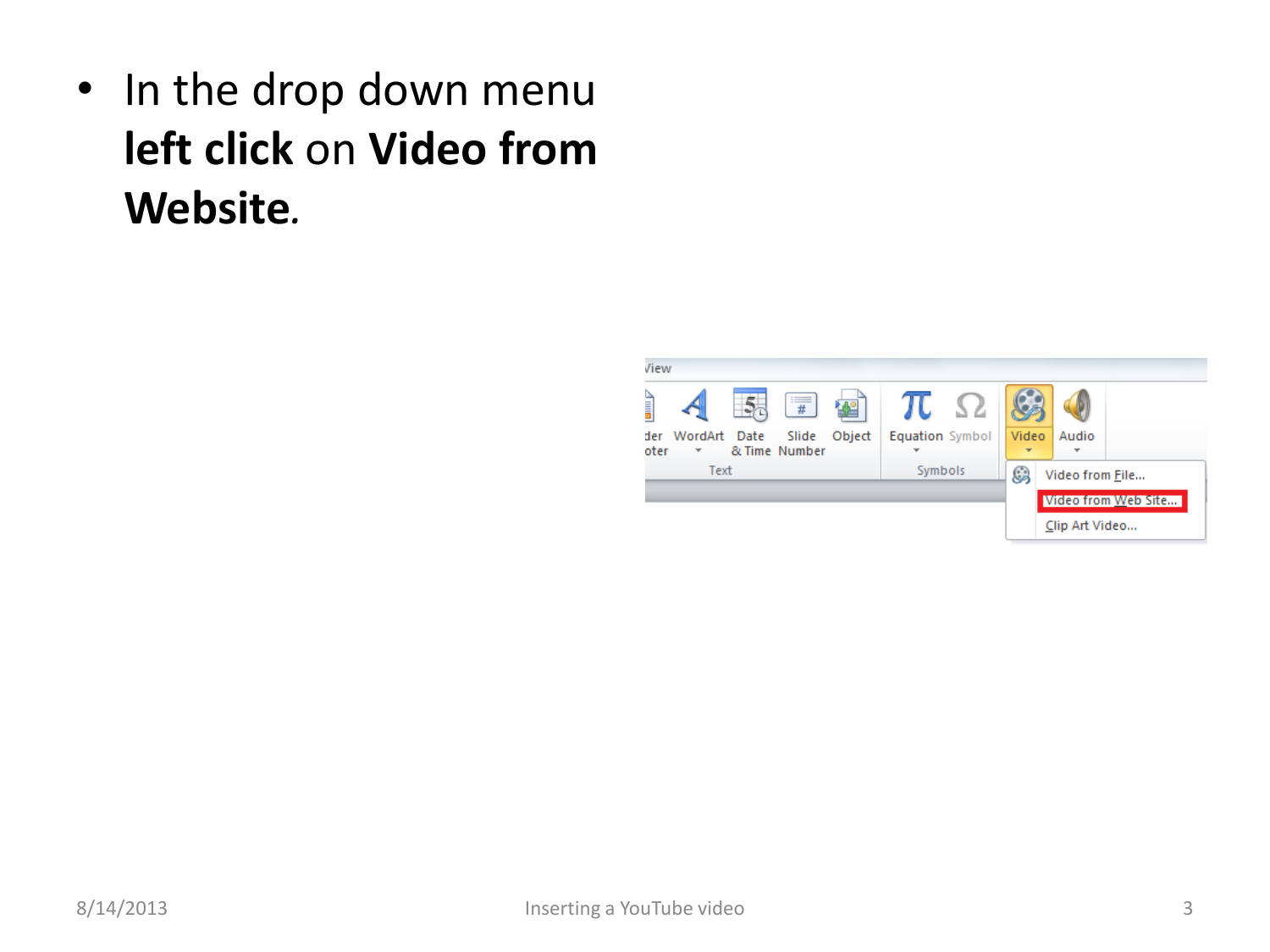- In the drop down menu **left click** on **Video from Website**.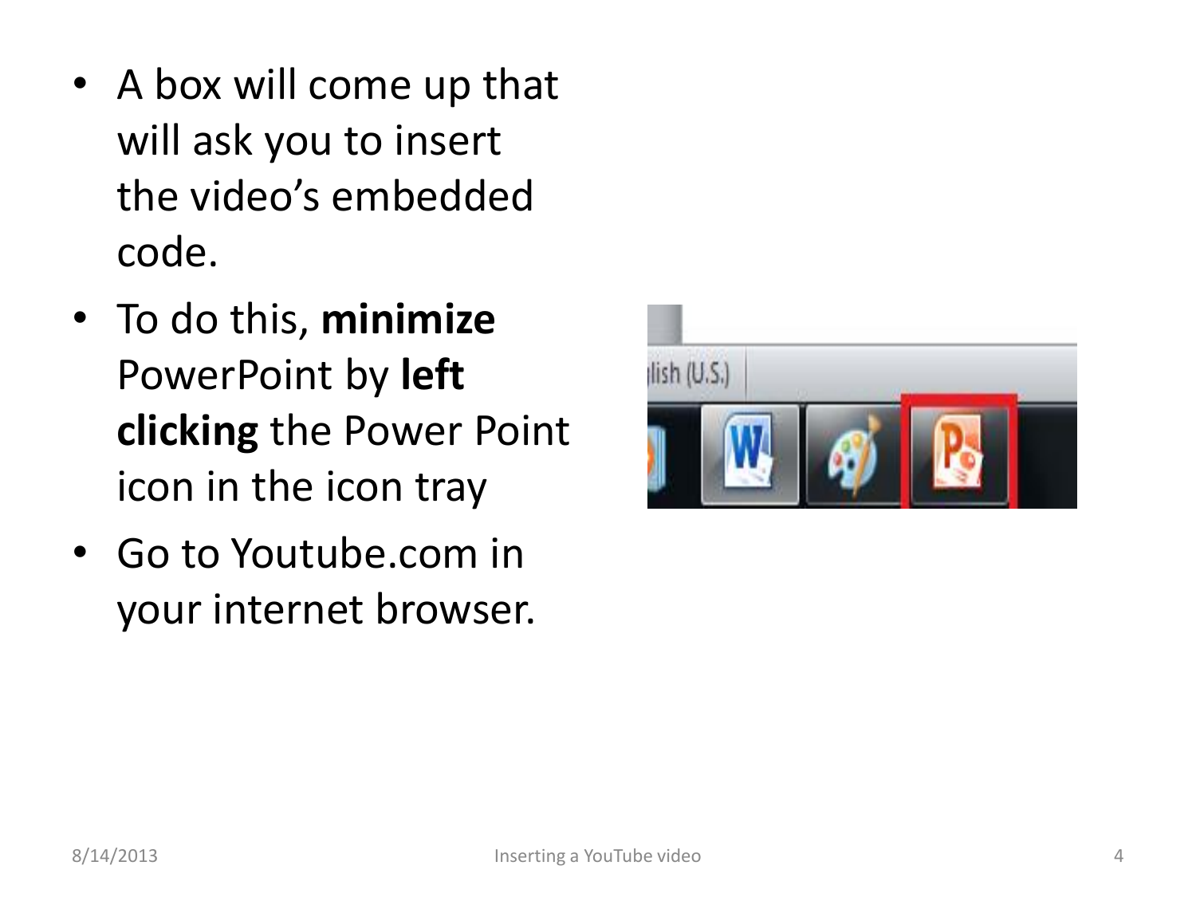- A box will come up that will ask you to insert the video's embedded code.
- To do this, **minimize** PowerPoint by **left clicking** the Power Point icon in the icon tray
- Go to Youtube.com in your internet browser.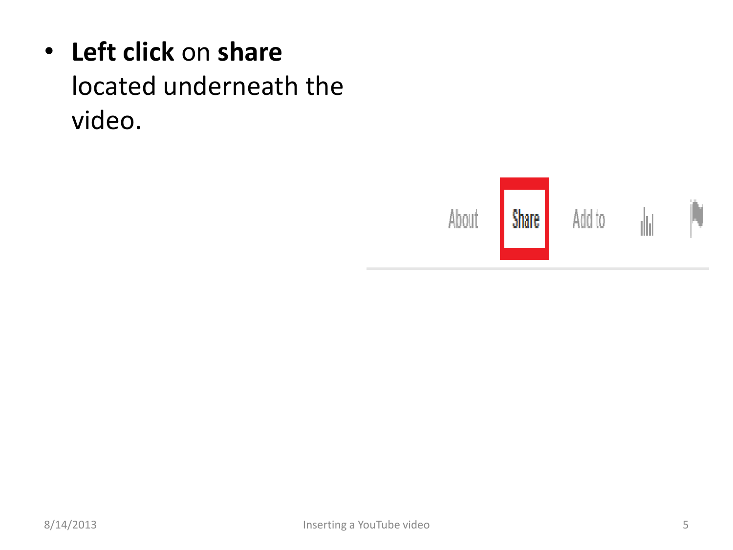- **Left click** on **share** located underneath the video.

About Share Add to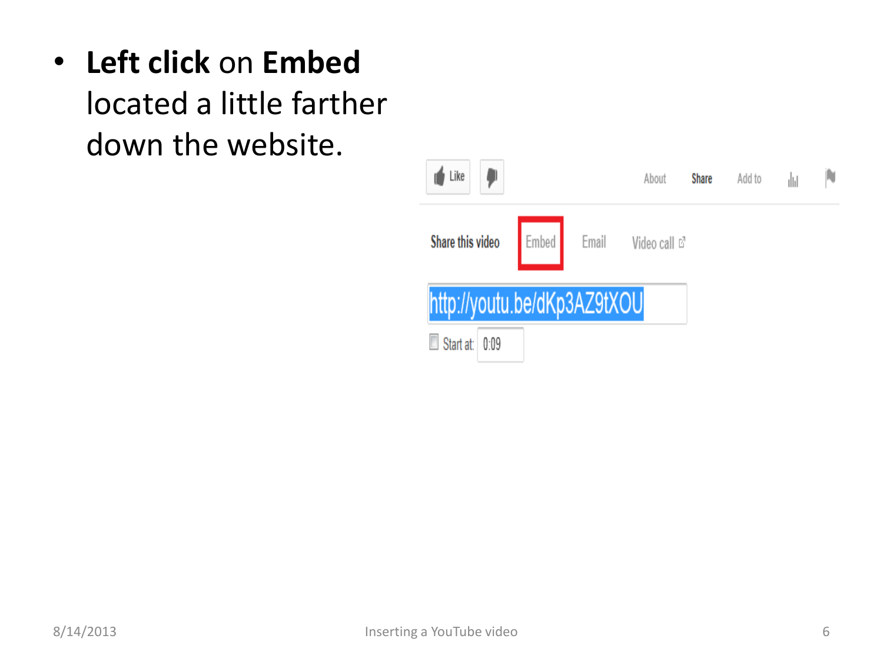- **Left click** on **Embed** located a little farther down the website.

Like

About Share Add to

Share this video Embed Email Video call

http://youtu.be/dKp3AZ9tXOU

Start at: 0:09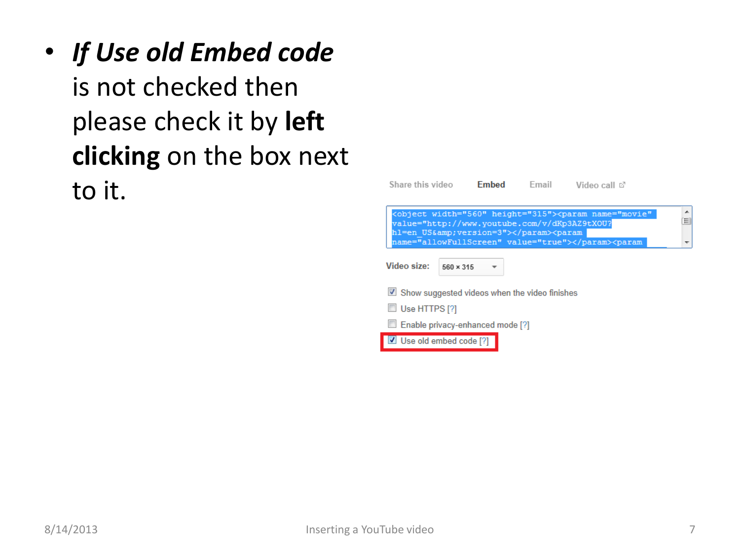- ***If Use old Embed code*** is not checked then please check it by **left clicking** on the box next to it.

Share this video | Embed | Email | Video call

```
<object width="560" height="315"><param name="movie"
value="http://www.youtube.com/v/dKp3AZ9tXOU?
hl=en_US&amp;version=3"></param><param
name="allowFullScreen" value="true"></param><param
```

Video size: 560 × 315

- [x] Show suggested videos when the video finishes
- [ ] Use HTTPS [?]
- [ ] Enable privacy-enhanced mode [?]
- [x] Use old embed code [?]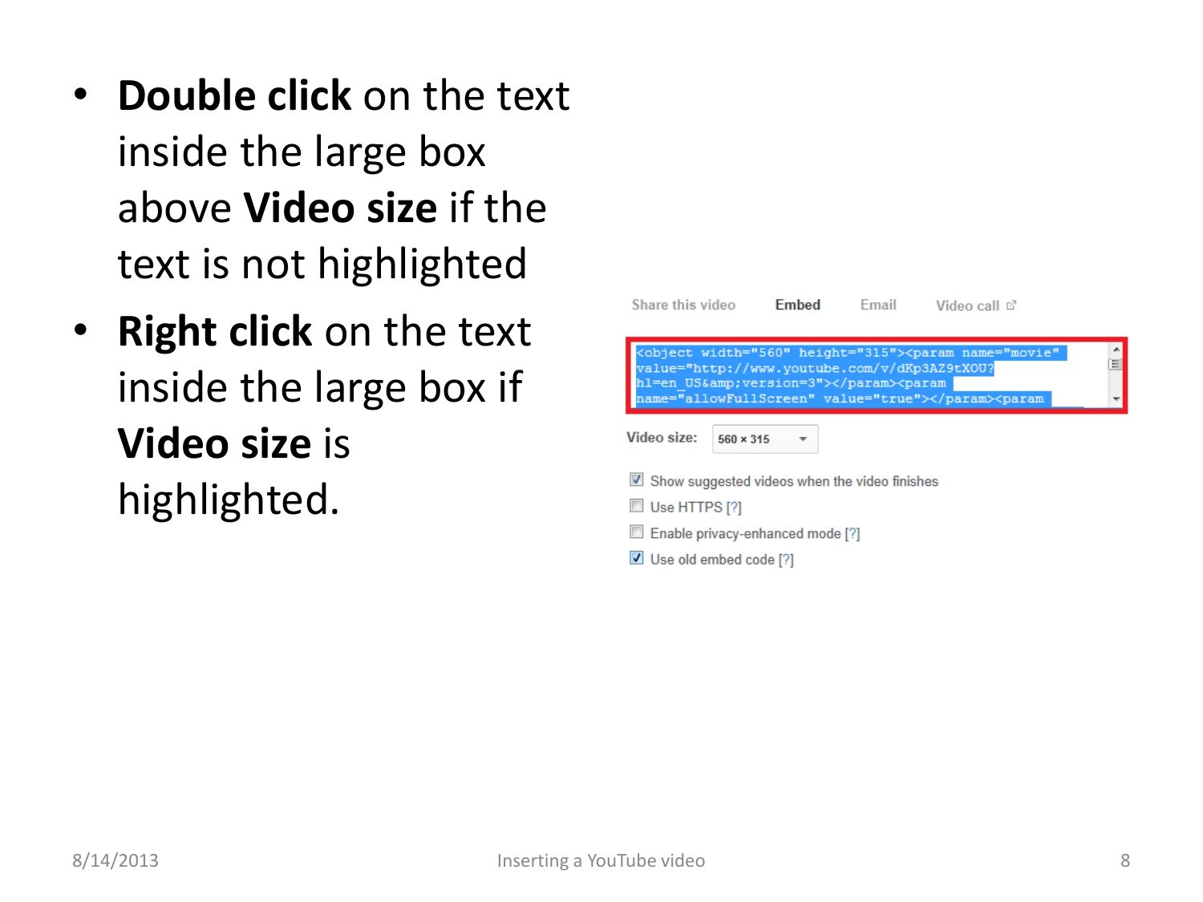- **Double click** on the text inside the large box above **Video size** if the text is not highlighted
- **Right click** on the text inside the large box if **Video size** is highlighted.

Share this video Embed Email Video call

```
<object width="560" height="315"><param name="movie"
value="http://www.youtube.com/v/dKp3AZ9tXOU?
hl=en_US&amp;version=3"></param><param
name="allowFullScreen" value="true"></param><param
```

Video size: 560 × 315

- [x] Show suggested videos when the video finishes
- [ ] Use HTTPS [?]
- [ ] Enable privacy-enhanced mode [?]
- [x] Use old embed code [?]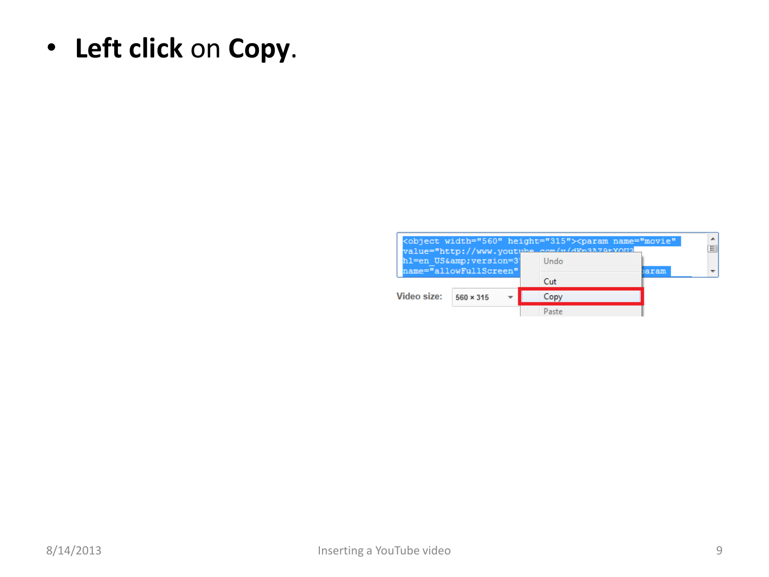- **Left click** on **Copy**.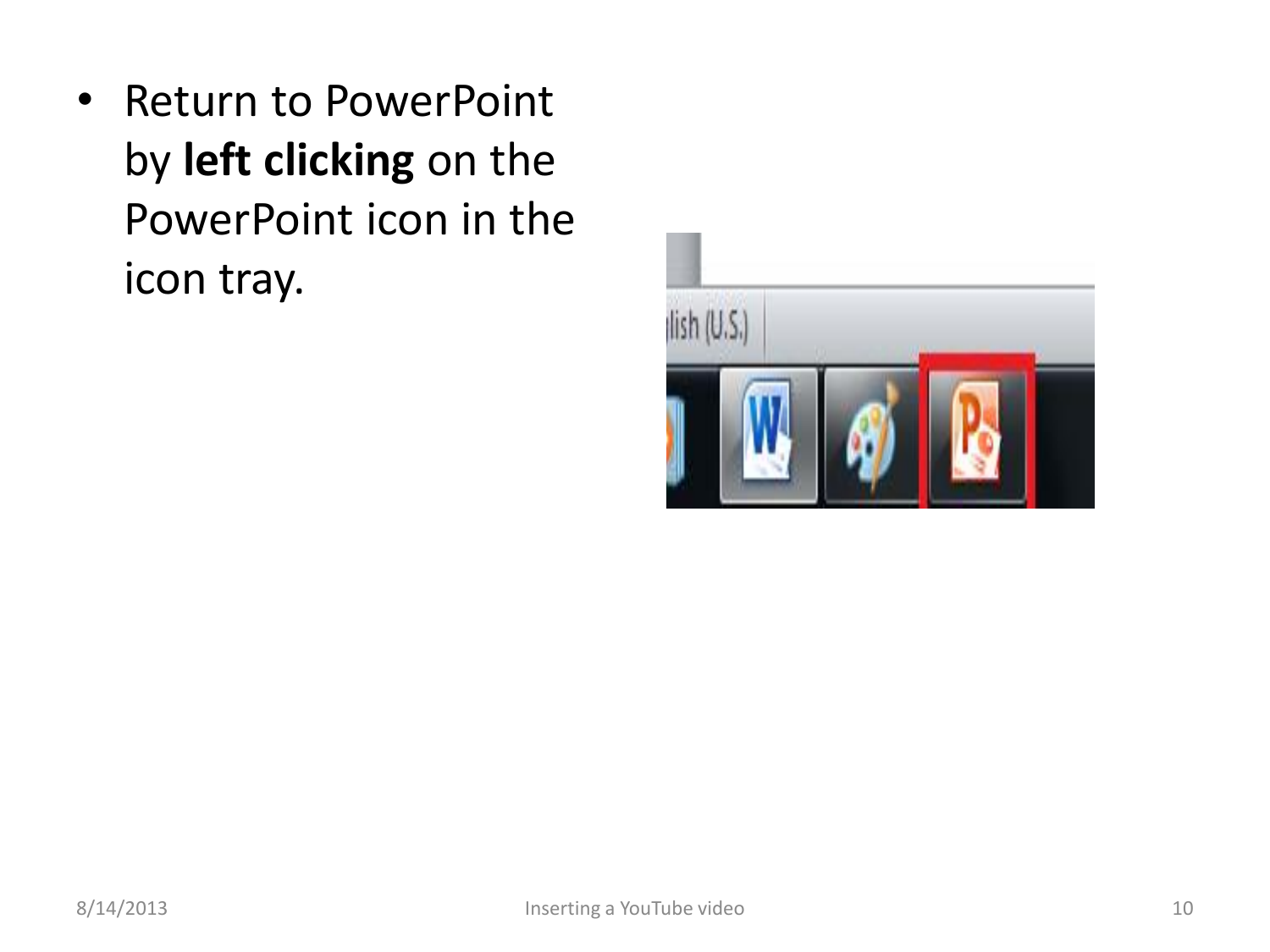- Return to PowerPoint by **left clicking** on the PowerPoint icon in the icon tray.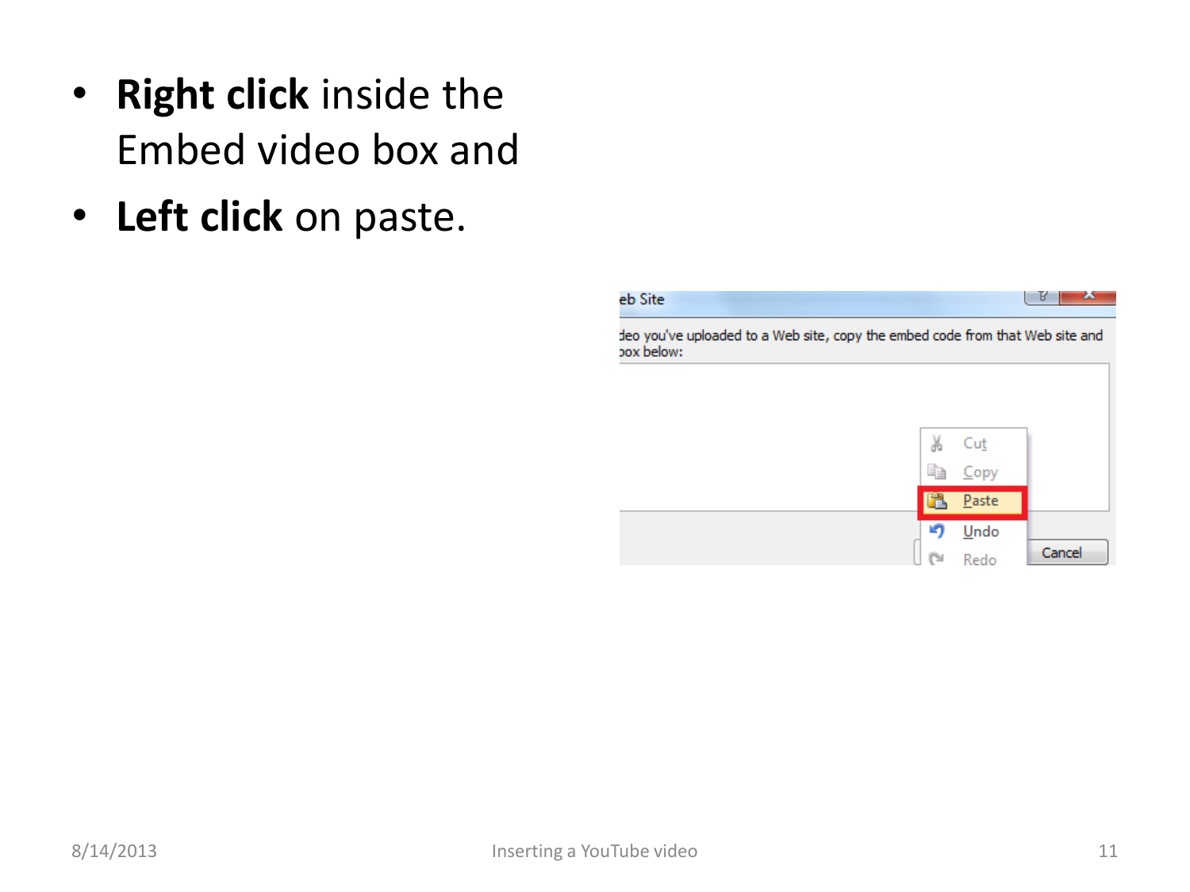- **Right click** inside the Embed video box and
- **Left click** on paste.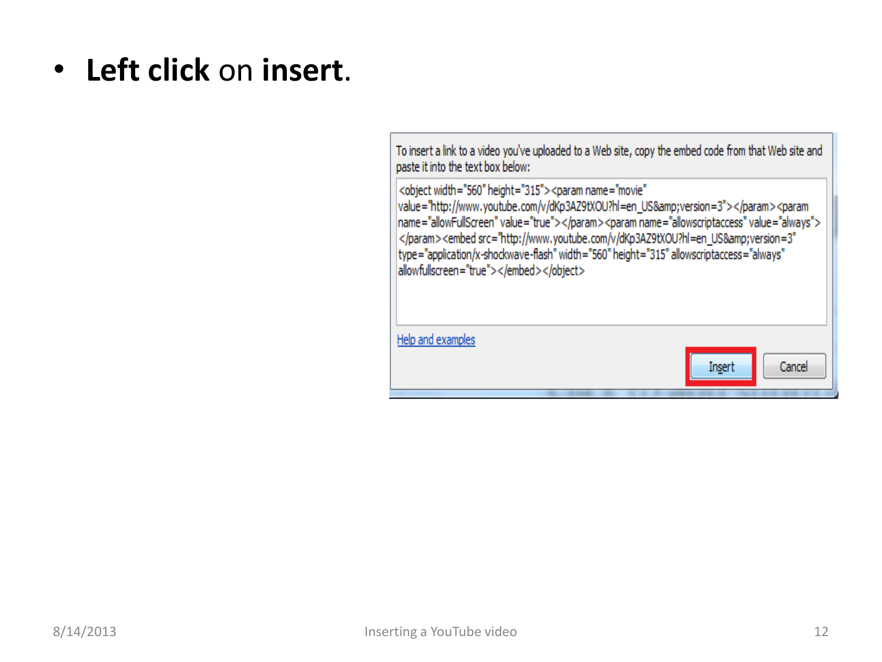- **Left click** on **insert.**

To insert a link to a video you've uploaded to a Web site, copy the embed code from that Web site and paste it into the text box below:

```
<object width="560" height="315"><param name="movie" value="http://www.youtube.com/v/dKp3AZ9tXOU?hl=en_US&amp;version=3"></param><param name="allowFullScreen" value="true"></param><param name="allowscriptaccess" value="always"></param><embed src="http://www.youtube.com/v/dKp3AZ9tXOU?hl=en_US&amp;version=3" type="application/x-shockwave-flash" width="560" height="315" allowscriptaccess="always" allowfullscreen="true"></embed></object>
```

Help and examples

Insert Cancel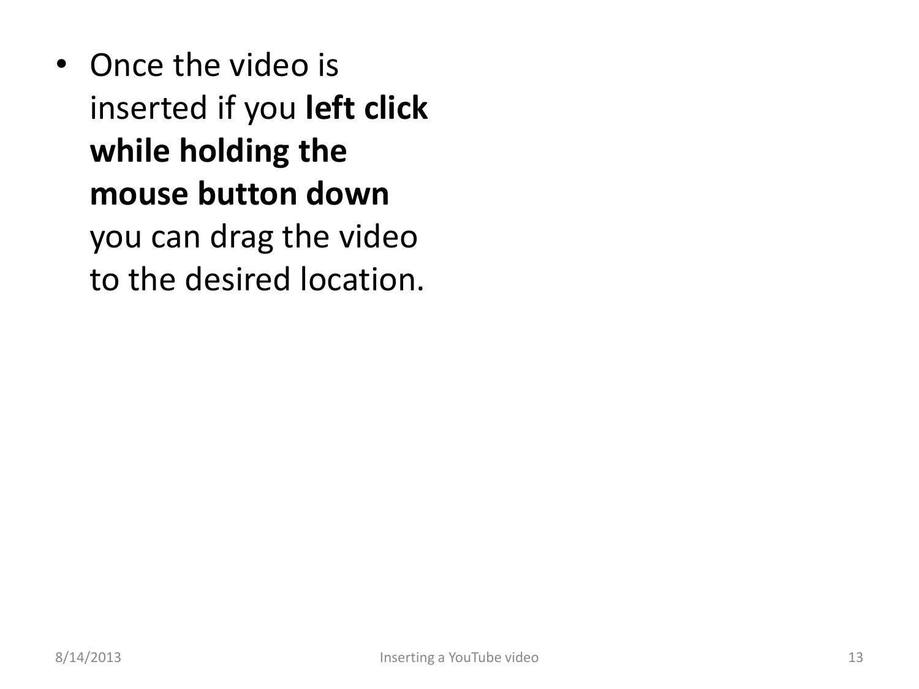- Once the video is inserted if you **left click while holding the mouse button down** you can drag the video to the desired location.